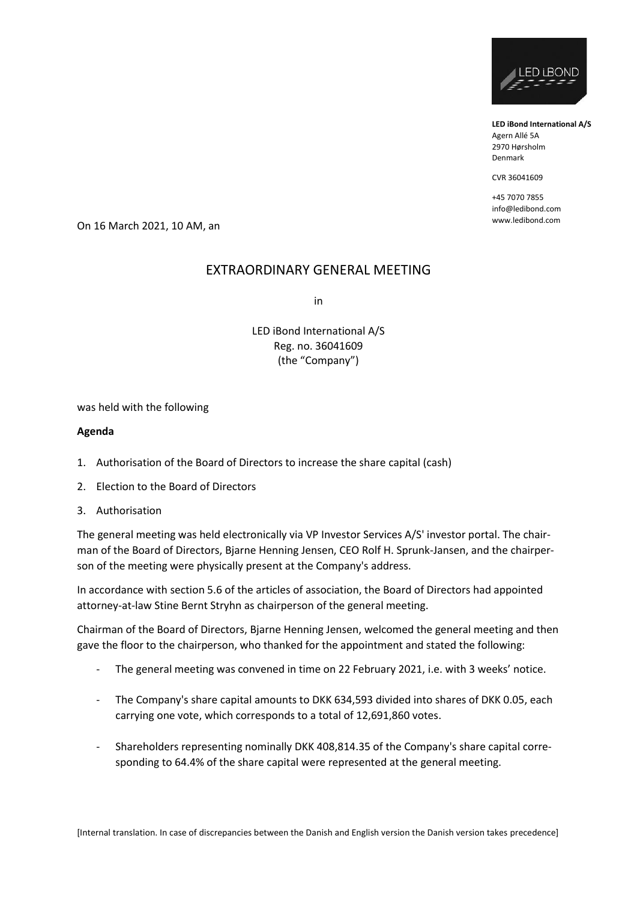**LED iBond International A/S**
Agern Allé 5A
2970 Hørsholm
Denmark

CVR 36041609

+45 7070 7855
info@ledibond.com
www.ledibond.com

On 16 March 2021, 10 AM, an

# EXTRAORDINARY GENERAL MEETING

in

LED iBond International A/S
Reg. no. 36041609
(the "Company")

was held with the following

**Agenda**

1. Authorisation of the Board of Directors to increase the share capital (cash)
2. Election to the Board of Directors
3. Authorisation

The general meeting was held electronically via VP Investor Services A/S' investor portal. The chairman of the Board of Directors, Bjarne Henning Jensen, CEO Rolf H. Sprunk-Jansen, and the chairperson of the meeting were physically present at the Company's address.

In accordance with section 5.6 of the articles of association, the Board of Directors had appointed attorney-at-law Stine Bernt Stryhn as chairperson of the general meeting.

Chairman of the Board of Directors, Bjarne Henning Jensen, welcomed the general meeting and then gave the floor to the chairperson, who thanked for the appointment and stated the following:

- The general meeting was convened in time on 22 February 2021, i.e. with 3 weeks' notice.
- The Company's share capital amounts to DKK 634,593 divided into shares of DKK 0.05, each carrying one vote, which corresponds to a total of 12,691,860 votes.
- Shareholders representing nominally DKK 408,814.35 of the Company's share capital corresponding to 64.4% of the share capital were represented at the general meeting.

[Internal translation. In case of discrepancies between the Danish and English version the Danish version takes precedence]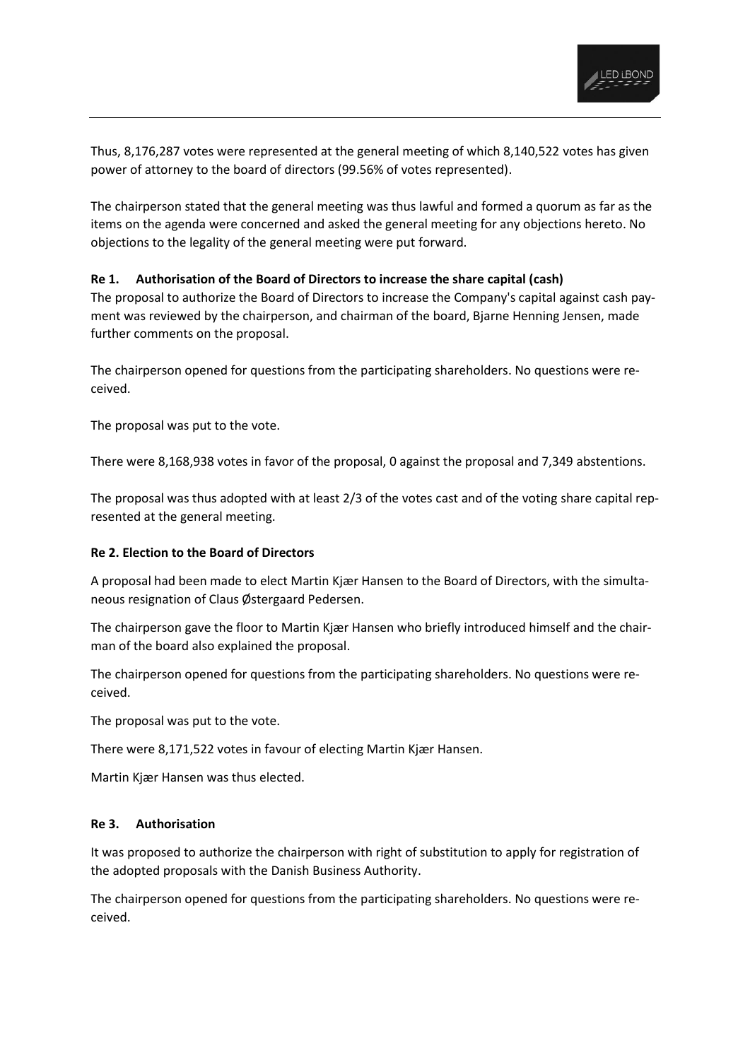Thus, 8,176,287 votes were represented at the general meeting of which 8,140,522 votes has given power of attorney to the board of directors (99.56% of votes represented).

The chairperson stated that the general meeting was thus lawful and formed a quorum as far as the items on the agenda were concerned and asked the general meeting for any objections hereto. No objections to the legality of the general meeting were put forward.

**Re 1. Authorisation of the Board of Directors to increase the share capital (cash)**

The proposal to authorize the Board of Directors to increase the Company's capital against cash payment was reviewed by the chairperson, and chairman of the board, Bjarne Henning Jensen, made further comments on the proposal.

The chairperson opened for questions from the participating shareholders. No questions were received.

The proposal was put to the vote.

There were 8,168,938 votes in favor of the proposal, 0 against the proposal and 7,349 abstentions.

The proposal was thus adopted with at least 2/3 of the votes cast and of the voting share capital represented at the general meeting.

**Re 2. Election to the Board of Directors**

A proposal had been made to elect Martin Kjær Hansen to the Board of Directors, with the simultaneous resignation of Claus Østergaard Pedersen.

The chairperson gave the floor to Martin Kjær Hansen who briefly introduced himself and the chairman of the board also explained the proposal.

The chairperson opened for questions from the participating shareholders. No questions were received.

The proposal was put to the vote.

There were 8,171,522 votes in favour of electing Martin Kjær Hansen.

Martin Kjær Hansen was thus elected.

**Re 3. Authorisation**

It was proposed to authorize the chairperson with right of substitution to apply for registration of the adopted proposals with the Danish Business Authority.

The chairperson opened for questions from the participating shareholders. No questions were received.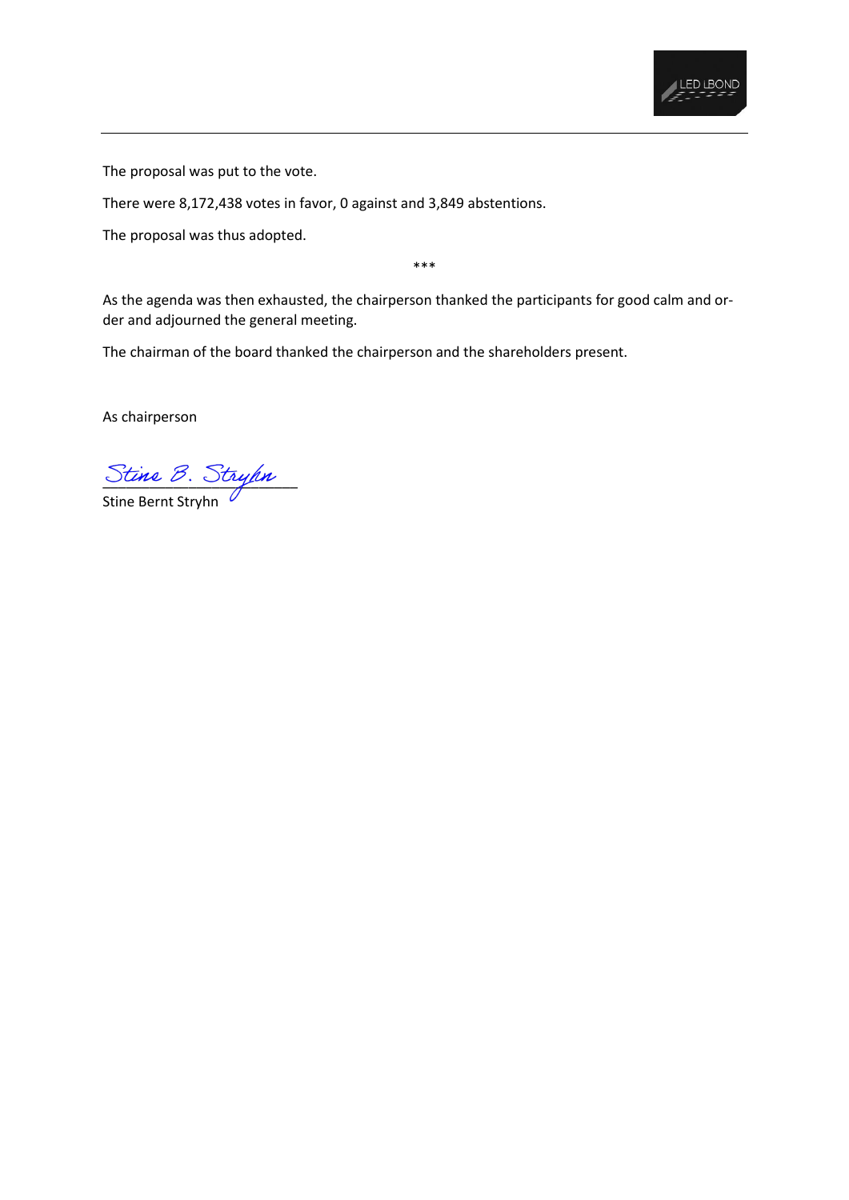The proposal was put to the vote.

There were 8,172,438 votes in favor, 0 against and 3,849 abstentions.

The proposal was thus adopted.

***

As the agenda was then exhausted, the chairperson thanked the participants for good calm and order and adjourned the general meeting.

The chairman of the board thanked the chairperson and the shareholders present.

As chairperson

Stine B. Stryhn

Stine Bernt Stryhn